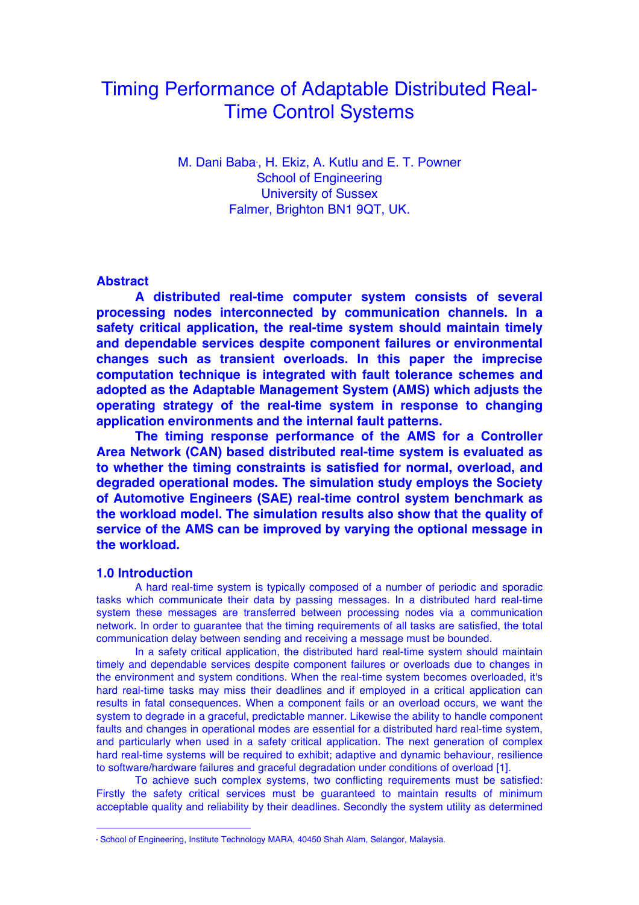# Timing Performance of Adaptable Distributed Real-Time Control Systems

M. Dani Baba[*], H. Ekiz, A. Kutlu and E. T. Powner
School of Engineering
University of Sussex
Falmer, Brighton BN1 9QT, UK.

## Abstract

**A distributed real-time computer system consists of several processing nodes interconnected by communication channels. In a safety critical application, the real-time system should maintain timely and dependable services despite component failures or environmental changes such as transient overloads. In this paper the imprecise computation technique is integrated with fault tolerance schemes and adopted as the Adaptable Management System (AMS) which adjusts the operating strategy of the real-time system in response to changing application environments and the internal fault patterns.**

**The timing response performance of the AMS for a Controller Area Network (CAN) based distributed real-time system is evaluated as to whether the timing constraints is satisfied for normal, overload, and degraded operational modes. The simulation study employs the Society of Automotive Engineers (SAE) real-time control system benchmark as the workload model. The simulation results also show that the quality of service of the AMS can be improved by varying the optional message in the workload.**

## 1.0 Introduction

A hard real-time system is typically composed of a number of periodic and sporadic tasks which communicate their data by passing messages. In a distributed hard real-time system these messages are transferred between processing nodes via a communication network. In order to guarantee that the timing requirements of all tasks are satisfied, the total communication delay between sending and receiving a message must be bounded.

In a safety critical application, the distributed hard real-time system should maintain timely and dependable services despite component failures or overloads due to changes in the environment and system conditions. When the real-time system becomes overloaded, it's hard real-time tasks may miss their deadlines and if employed in a critical application can results in fatal consequences. When a component fails or an overload occurs, we want the system to degrade in a graceful, predictable manner. Likewise the ability to handle component faults and changes in operational modes are essential for a distributed hard real-time system, and particularly when used in a safety critical application. The next generation of complex hard real-time systems will be required to exhibit; adaptive and dynamic behaviour, resilience to software/hardware failures and graceful degradation under conditions of overload [1].

To achieve such complex systems, two conflicting requirements must be satisfied: Firstly the safety critical services must be guaranteed to maintain results of minimum acceptable quality and reliability by their deadlines. Secondly the system utility as determined

---

[*] School of Engineering, Institute Technology MARA, 40450 Shah Alam, Selangor, Malaysia.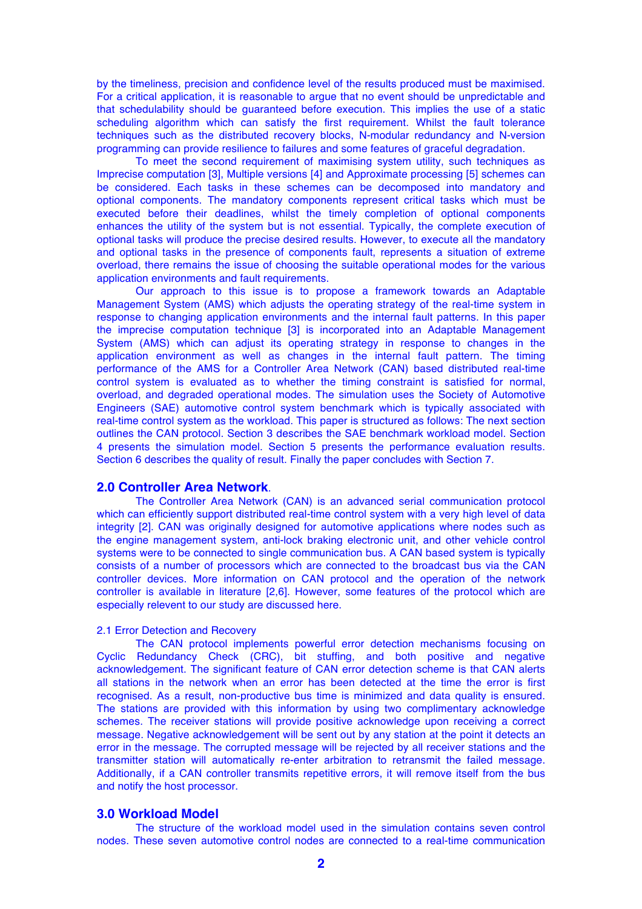by the timeliness, precision and confidence level of the results produced must be maximised. For a critical application, it is reasonable to argue that no event should be unpredictable and that schedulability should be guaranteed before execution. This implies the use of a static scheduling algorithm which can satisfy the first requirement. Whilst the fault tolerance techniques such as the distributed recovery blocks, N-modular redundancy and N-version programming can provide resilience to failures and some features of graceful degradation.

To meet the second requirement of maximising system utility, such techniques as Imprecise computation [3], Multiple versions [4] and Approximate processing [5] schemes can be considered. Each tasks in these schemes can be decomposed into mandatory and optional components. The mandatory components represent critical tasks which must be executed before their deadlines, whilst the timely completion of optional components enhances the utility of the system but is not essential. Typically, the complete execution of optional tasks will produce the precise desired results. However, to execute all the mandatory and optional tasks in the presence of components fault, represents a situation of extreme overload, there remains the issue of choosing the suitable operational modes for the various application environments and fault requirements.

Our approach to this issue is to propose a framework towards an Adaptable Management System (AMS) which adjusts the operating strategy of the real-time system in response to changing application environments and the internal fault patterns. In this paper the imprecise computation technique [3] is incorporated into an Adaptable Management System (AMS) which can adjust its operating strategy in response to changes in the application environment as well as changes in the internal fault pattern. The timing performance of the AMS for a Controller Area Network (CAN) based distributed real-time control system is evaluated as to whether the timing constraint is satisfied for normal, overload, and degraded operational modes. The simulation uses the Society of Automotive Engineers (SAE) automotive control system benchmark which is typically associated with real-time control system as the workload. This paper is structured as follows: The next section outlines the CAN protocol. Section 3 describes the SAE benchmark workload model. Section 4 presents the simulation model. Section 5 presents the performance evaluation results. Section 6 describes the quality of result. Finally the paper concludes with Section 7.

## 2.0 Controller Area Network.

The Controller Area Network (CAN) is an advanced serial communication protocol which can efficiently support distributed real-time control system with a very high level of data integrity [2]. CAN was originally designed for automotive applications where nodes such as the engine management system, anti-lock braking electronic unit, and other vehicle control systems were to be connected to single communication bus. A CAN based system is typically consists of a number of processors which are connected to the broadcast bus via the CAN controller devices. More information on CAN protocol and the operation of the network controller is available in literature [2,6]. However, some features of the protocol which are especially relevent to our study are discussed here.

### 2.1 Error Detection and Recovery

The CAN protocol implements powerful error detection mechanisms focusing on Cyclic Redundancy Check (CRC), bit stuffing, and both positive and negative acknowledgement. The significant feature of CAN error detection scheme is that CAN alerts all stations in the network when an error has been detected at the time the error is first recognised. As a result, non-productive bus time is minimized and data quality is ensured. The stations are provided with this information by using two complimentary acknowledge schemes. The receiver stations will provide positive acknowledge upon receiving a correct message. Negative acknowledgement will be sent out by any station at the point it detects an error in the message. The corrupted message will be rejected by all receiver stations and the transmitter station will automatically re-enter arbitration to retransmit the failed message. Additionally, if a CAN controller transmits repetitive errors, it will remove itself from the bus and notify the host processor.

## 3.0 Workload Model

The structure of the workload model used in the simulation contains seven control nodes. These seven automotive control nodes are connected to a real-time communication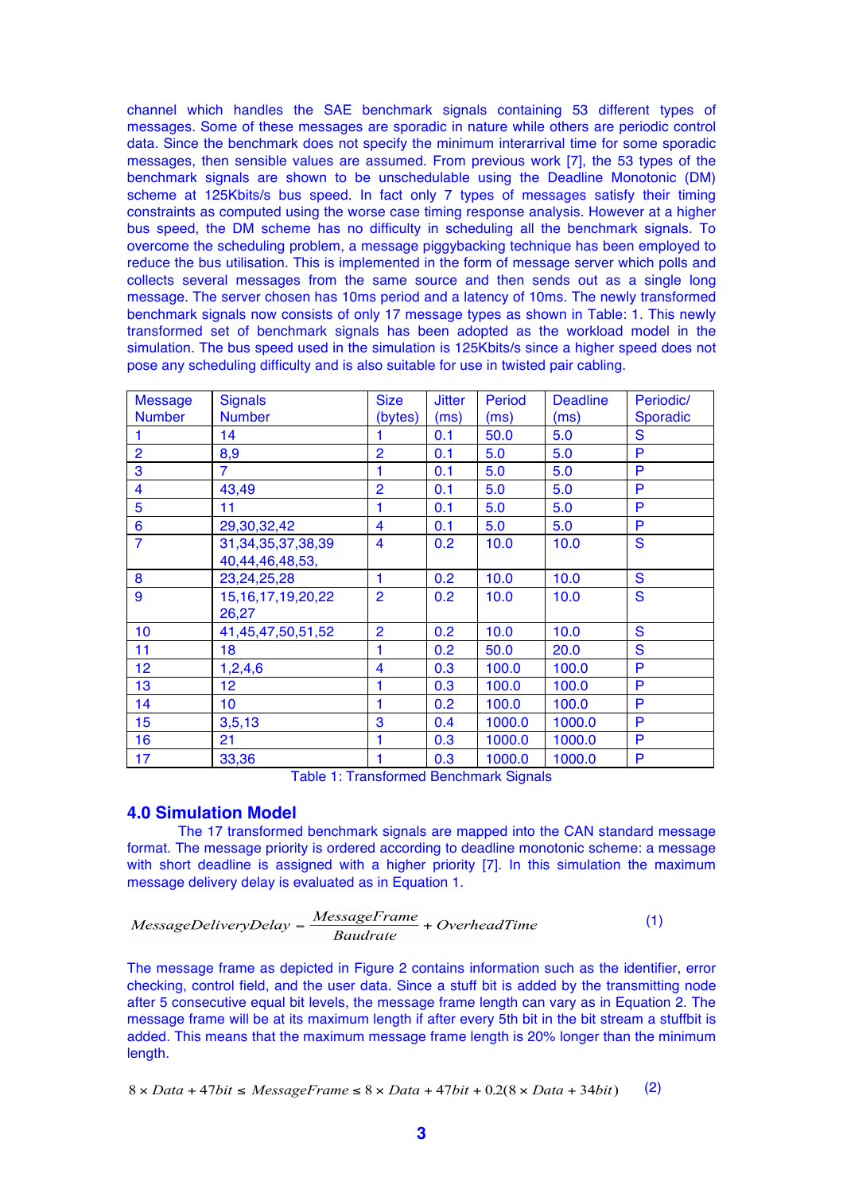channel which handles the SAE benchmark signals containing 53 different types of messages. Some of these messages are sporadic in nature while others are periodic control data. Since the benchmark does not specify the minimum interarrival time for some sporadic messages, then sensible values are assumed. From previous work [7], the 53 types of the benchmark signals are shown to be unschedulable using the Deadline Monotonic (DM) scheme at 125Kbits/s bus speed. In fact only 7 types of messages satisfy their timing constraints as computed using the worse case timing response analysis. However at a higher bus speed, the DM scheme has no difficulty in scheduling all the benchmark signals. To overcome the scheduling problem, a message piggybacking technique has been employed to reduce the bus utilisation. This is implemented in the form of message server which polls and collects several messages from the same source and then sends out as a single long message. The server chosen has 10ms period and a latency of 10ms. The newly transformed benchmark signals now consists of only 17 message types as shown in Table: 1. This newly transformed set of benchmark signals has been adopted as the workload model in the simulation. The bus speed used in the simulation is 125Kbits/s since a higher speed does not pose any scheduling difficulty and is also suitable for use in twisted pair cabling.

| Message Number | Signals Number | Size (bytes) | Jitter (ms) | Period (ms) | Deadline (ms) | Periodic/ Sporadic |
|---|---|---|---|---|---|---|
| 1 | 14 | 1 | 0.1 | 50.0 | 5.0 | S |
| 2 | 8,9 | 2 | 0.1 | 5.0 | 5.0 | P |
| 3 | 7 | 1 | 0.1 | 5.0 | 5.0 | P |
| 4 | 43,49 | 2 | 0.1 | 5.0 | 5.0 | P |
| 5 | 11 | 1 | 0.1 | 5.0 | 5.0 | P |
| 6 | 29,30,32,42 | 4 | 0.1 | 5.0 | 5.0 | P |
| 7 | 31,34,35,37,38,39 40,44,46,48,53, | 4 | 0.2 | 10.0 | 10.0 | S |
| 8 | 23,24,25,28 | 1 | 0.2 | 10.0 | 10.0 | S |
| 9 | 15,16,17,19,20,22 26,27 | 2 | 0.2 | 10.0 | 10.0 | S |
| 10 | 41,45,47,50,51,52 | 2 | 0.2 | 10.0 | 10.0 | S |
| 11 | 18 | 1 | 0.2 | 50.0 | 20.0 | S |
| 12 | 1,2,4,6 | 4 | 0.3 | 100.0 | 100.0 | P |
| 13 | 12 | 1 | 0.3 | 100.0 | 100.0 | P |
| 14 | 10 | 1 | 0.2 | 100.0 | 100.0 | P |
| 15 | 3,5,13 | 3 | 0.4 | 1000.0 | 1000.0 | P |
| 16 | 21 | 1 | 0.3 | 1000.0 | 1000.0 | P |
| 17 | 33,36 | 1 | 0.3 | 1000.0 | 1000.0 | P |

Table 1: Transformed Benchmark Signals

## 4.0 Simulation Model

The 17 transformed benchmark signals are mapped into the CAN standard message format. The message priority is ordered according to deadline monotonic scheme: a message with short deadline is assigned with a higher priority [7]. In this simulation the maximum message delivery delay is evaluated as in Equation 1.

$$MessageDeliveryDelay = \frac{MessageFrame}{Baudrate} + OverheadTime \qquad (1)$$

The message frame as depicted in Figure 2 contains information such as the identifier, error checking, control field, and the user data. Since a stuff bit is added by the transmitting node after 5 consecutive equal bit levels, the message frame length can vary as in Equation 2. The message frame will be at its maximum length if after every 5th bit in the bit stream a stuffbit is added. This means that the maximum message frame length is 20% longer than the minimum length.

$$8 \times Data + 47bit \leq MessageFrame \leq 8 \times Data + 47bit + 0.2(8 \times Data + 34bit) \qquad (2)$$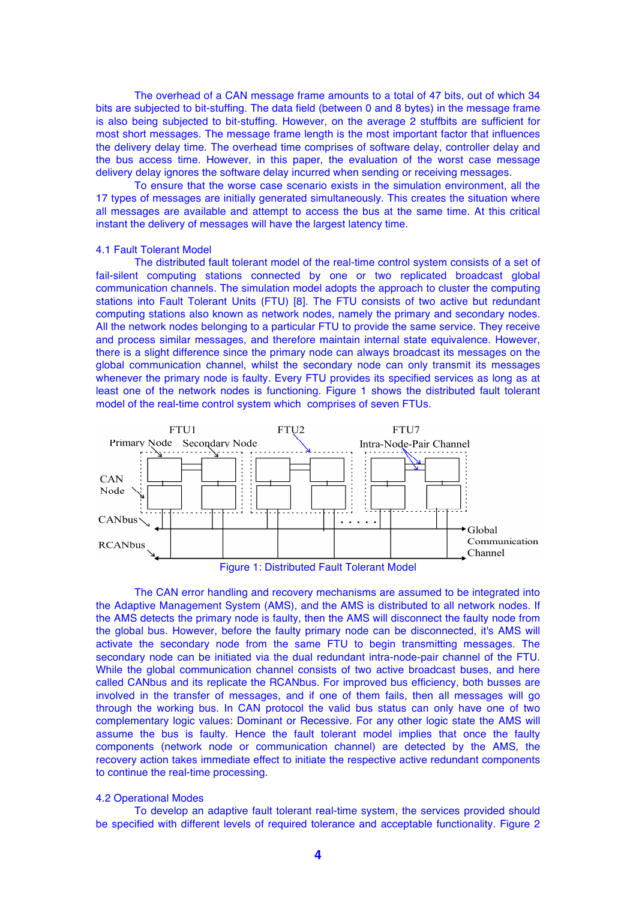The overhead of a CAN message frame amounts to a total of 47 bits, out of which 34 bits are subjected to bit-stuffing. The data field (between 0 and 8 bytes) in the message frame is also being subjected to bit-stuffing. However, on the average 2 stuffbits are sufficient for most short messages. The message frame length is the most important factor that influences the delivery delay time. The overhead time comprises of software delay, controller delay and the bus access time. However, in this paper, the evaluation of the worst case message delivery delay ignores the software delay incurred when sending or receiving messages.

To ensure that the worse case scenario exists in the simulation environment, all the 17 types of messages are initially generated simultaneously. This creates the situation where all messages are available and attempt to access the bus at the same time. At this critical instant the delivery of messages will have the largest latency time.

### 4.1 Fault Tolerant Model

The distributed fault tolerant model of the real-time control system consists of a set of fail-silent computing stations connected by one or two replicated broadcast global communication channels. The simulation model adopts the approach to cluster the computing stations into Fault Tolerant Units (FTU) [8]. The FTU consists of two active but redundant computing stations also known as network nodes, namely the primary and secondary nodes. All the network nodes belonging to a particular FTU to provide the same service. They receive and process similar messages, and therefore maintain internal state equivalence. However, there is a slight difference since the primary node can always broadcast its messages on the global communication channel, whilst the secondary node can only transmit its messages whenever the primary node is faulty. Every FTU provides its specified services as long as at least one of the network nodes is functioning. Figure 1 shows the distributed fault tolerant model of the real-time control system which comprises of seven FTUs.

Figure 1: Distributed Fault Tolerant Model

The CAN error handling and recovery mechanisms are assumed to be integrated into the Adaptive Management System (AMS), and the AMS is distributed to all network nodes. If the AMS detects the primary node is faulty, then the AMS will disconnect the faulty node from the global bus. However, before the faulty primary node can be disconnected, it's AMS will activate the secondary node from the same FTU to begin transmitting messages. The secondary node can be initiated via the dual redundant intra-node-pair channel of the FTU. While the global communication channel consists of two active broadcast buses, and here called CANbus and its replicate the RCANbus. For improved bus efficiency, both busses are involved in the transfer of messages, and if one of them fails, then all messages will go through the working bus. In CAN protocol the valid bus status can only have one of two complementary logic values: Dominant or Recessive. For any other logic state the AMS will assume the bus is faulty. Hence the fault tolerant model implies that once the faulty components (network node or communication channel) are detected by the AMS, the recovery action takes immediate effect to initiate the respective active redundant components to continue the real-time processing.

### 4.2 Operational Modes

To develop an adaptive fault tolerant real-time system, the services provided should be specified with different levels of required tolerance and acceptable functionality. Figure 2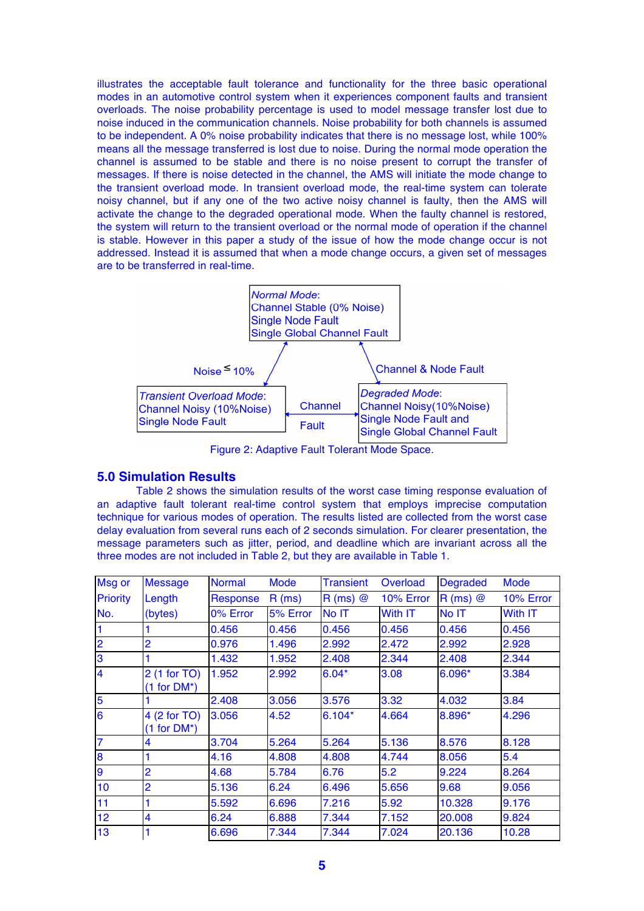illustrates the acceptable fault tolerance and functionality for the three basic operational modes in an automotive control system when it experiences component faults and transient overloads. The noise probability percentage is used to model message transfer lost due to noise induced in the communication channels. Noise probability for both channels is assumed to be independent. A 0% noise probability indicates that there is no message lost, while 100% means all the message transferred is lost due to noise. During the normal mode operation the channel is assumed to be stable and there is no noise present to corrupt the transfer of messages. If there is noise detected in the channel, the AMS will initiate the mode change to the transient overload mode. In transient overload mode, the real-time system can tolerate noisy channel, but if any one of the two active noisy channel is faulty, then the AMS will activate the change to the degraded operational mode. When the faulty channel is restored, the system will return to the transient overload or the normal mode of operation if the channel is stable. However in this paper a study of the issue of how the mode change occur is not addressed. Instead it is assumed that when a mode change occurs, a given set of messages are to be transferred in real-time.

*Normal Mode*:
Channel Stable (0% Noise)
Single Node Fault
Single Global Channel Fault

Noise ≤ 10%

Channel & Node Fault

*Transient Overload Mode*:
Channel Noisy (10%Noise)
Single Node Fault

Channel Fault

*Degraded Mode*:
Channel Noisy(10%Noise)
Single Node Fault and
Single Global Channel Fault

Figure 2: Adaptive Fault Tolerant Mode Space.

## 5.0 Simulation Results

Table 2 shows the simulation results of the worst case timing response evaluation of an adaptive fault tolerant real-time control system that employs imprecise computation technique for various modes of operation. The results listed are collected from the worst case delay evaluation from several runs each of 2 seconds simulation. For clearer presentation, the message parameters such as jitter, period, and deadline which are invariant across all the three modes are not included in Table 2, but they are available in Table 1.

| Msg or Priority No. | Message Length (bytes) | Normal Mode Response R (ms) 0% Error | Normal Mode Response R (ms) 5% Error | Transient Overload R (ms) @ 10% Error No IT | Transient Overload R (ms) @ 10% Error With IT | Degraded Mode R (ms) @ 10% Error No IT | Degraded Mode R (ms) @ 10% Error With IT |
|---|---|---|---|---|---|---|---|
| 1 | 1 | 0.456 | 0.456 | 0.456 | 0.456 | 0.456 | 0.456 |
| 2 | 2 | 0.976 | 1.496 | 2.992 | 2.472 | 2.992 | 2.928 |
| 3 | 1 | 1.432 | 1.952 | 2.408 | 2.344 | 2.408 | 2.344 |
| 4 | 2 (1 for TO) (1 for DM*) | 1.952 | 2.992 | 6.04* | 3.08 | 6.096* | 3.384 |
| 5 | 1 | 2.408 | 3.056 | 3.576 | 3.32 | 4.032 | 3.84 |
| 6 | 4 (2 for TO) (1 for DM*) | 3.056 | 4.52 | 6.104* | 4.664 | 8.896* | 4.296 |
| 7 | 4 | 3.704 | 5.264 | 5.264 | 5.136 | 8.576 | 8.128 |
| 8 | 1 | 4.16 | 4.808 | 4.808 | 4.744 | 8.056 | 5.4 |
| 9 | 2 | 4.68 | 5.784 | 6.76 | 5.2 | 9.224 | 8.264 |
| 10 | 2 | 5.136 | 6.24 | 6.496 | 5.656 | 9.68 | 9.056 |
| 11 | 1 | 5.592 | 6.696 | 7.216 | 5.92 | 10.328 | 9.176 |
| 12 | 4 | 6.24 | 6.888 | 7.344 | 7.152 | 20.008 | 9.824 |
| 13 | 1 | 6.696 | 7.344 | 7.344 | 7.024 | 20.136 | 10.28 |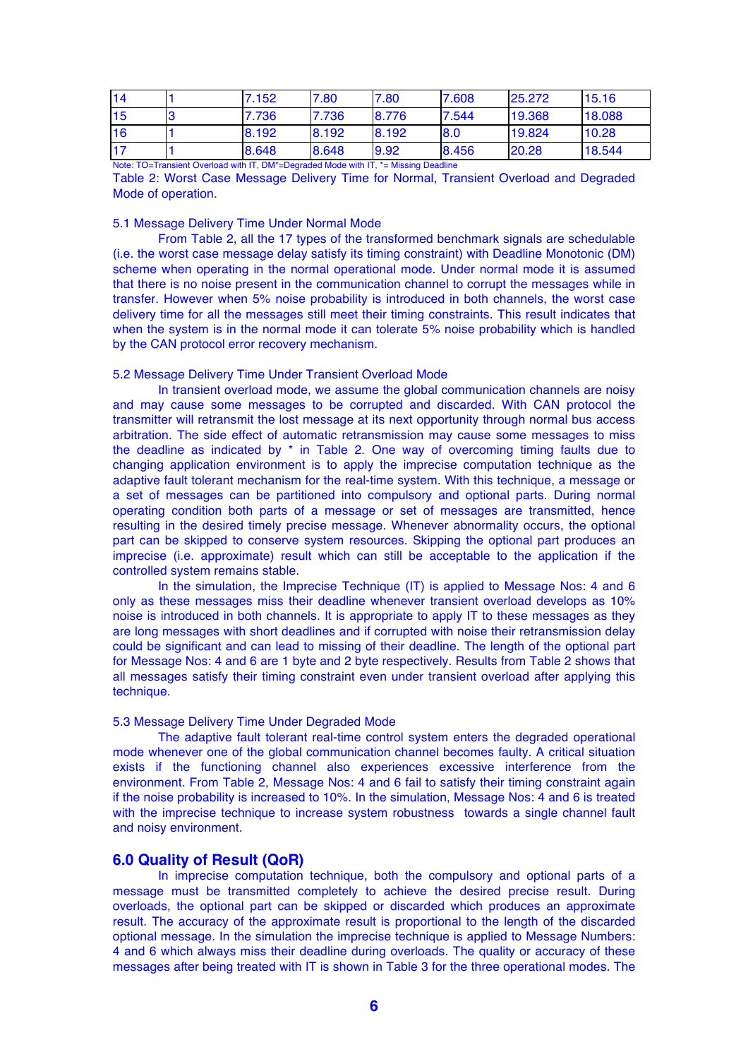| | | | | | | | |
|---|---|---|---|---|---|---|---|
| 14 | 1 | 7.152 | 7.80 | 7.80 | 7.608 | 25.272 | 15.16 |
| 15 | 3 | 7.736 | 7.736 | 8.776 | 7.544 | 19.368 | 18.088 |
| 16 | 1 | 8.192 | 8.192 | 8.192 | 8.0 | 19.824 | 10.28 |
| 17 | 1 | 8.648 | 8.648 | 9.92 | 8.456 | 20.28 | 18.544 |

Note: TO=Transient Overload with IT, DM*=Degraded Mode with IT, *= Missing Deadline

Table 2: Worst Case Message Delivery Time for Normal, Transient Overload and Degraded Mode of operation.

5.1 Message Delivery Time Under Normal Mode

From Table 2, all the 17 types of the transformed benchmark signals are schedulable (i.e. the worst case message delay satisfy its timing constraint) with Deadline Monotonic (DM) scheme when operating in the normal operational mode. Under normal mode it is assumed that there is no noise present in the communication channel to corrupt the messages while in transfer. However when 5% noise probability is introduced in both channels, the worst case delivery time for all the messages still meet their timing constraints. This result indicates that when the system is in the normal mode it can tolerate 5% noise probability which is handled by the CAN protocol error recovery mechanism.

5.2 Message Delivery Time Under Transient Overload Mode

In transient overload mode, we assume the global communication channels are noisy and may cause some messages to be corrupted and discarded. With CAN protocol the transmitter will retransmit the lost message at its next opportunity through normal bus access arbitration. The side effect of automatic retransmission may cause some messages to miss the deadline as indicated by * in Table 2. One way of overcoming timing faults due to changing application environment is to apply the imprecise computation technique as the adaptive fault tolerant mechanism for the real-time system. With this technique, a message or a set of messages can be partitioned into compulsory and optional parts. During normal operating condition both parts of a message or set of messages are transmitted, hence resulting in the desired timely precise message. Whenever abnormality occurs, the optional part can be skipped to conserve system resources. Skipping the optional part produces an imprecise (i.e. approximate) result which can still be acceptable to the application if the controlled system remains stable.

In the simulation, the Imprecise Technique (IT) is applied to Message Nos: 4 and 6 only as these messages miss their deadline whenever transient overload develops as 10% noise is introduced in both channels. It is appropriate to apply IT to these messages as they are long messages with short deadlines and if corrupted with noise their retransmission delay could be significant and can lead to missing of their deadline. The length of the optional part for Message Nos: 4 and 6 are 1 byte and 2 byte respectively. Results from Table 2 shows that all messages satisfy their timing constraint even under transient overload after applying this technique.

5.3 Message Delivery Time Under Degraded Mode

The adaptive fault tolerant real-time control system enters the degraded operational mode whenever one of the global communication channel becomes faulty. A critical situation exists if the functioning channel also experiences excessive interference from the environment. From Table 2, Message Nos: 4 and 6 fail to satisfy their timing constraint again if the noise probability is increased to 10%. In the simulation, Message Nos: 4 and 6 is treated with the imprecise technique to increase system robustness towards a single channel fault and noisy environment.

## 6.0 Quality of Result (QoR)

In imprecise computation technique, both the compulsory and optional parts of a message must be transmitted completely to achieve the desired precise result. During overloads, the optional part can be skipped or discarded which produces an approximate result. The accuracy of the approximate result is proportional to the length of the discarded optional message. In the simulation the imprecise technique is applied to Message Numbers: 4 and 6 which always miss their deadline during overloads. The quality or accuracy of these messages after being treated with IT is shown in Table 3 for the three operational modes. The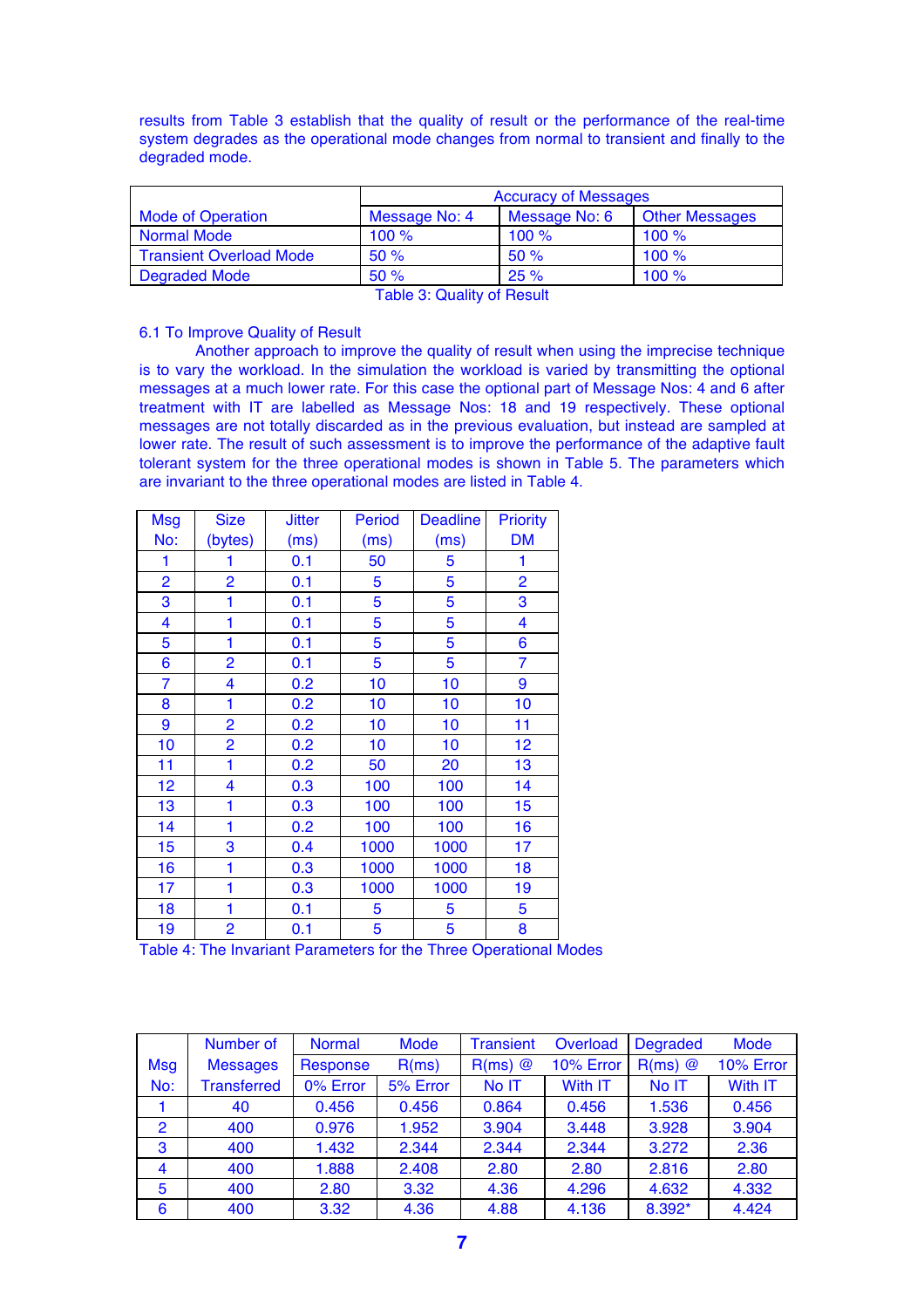results from Table 3 establish that the quality of result or the performance of the real-time system degrades as the operational mode changes from normal to transient and finally to the degraded mode.

| Mode of Operation | Accuracy of Messages | | |
|---|---|---|---|
| | Message No: 4 | Message No: 6 | Other Messages |
| Normal Mode | 100 % | 100 % | 100 % |
| Transient Overload Mode | 50 % | 50 % | 100 % |
| Degraded Mode | 50 % | 25 % | 100 % |

Table 3: Quality of Result

### 6.1 To Improve Quality of Result

Another approach to improve the quality of result when using the imprecise technique is to vary the workload. In the simulation the workload is varied by transmitting the optional messages at a much lower rate. For this case the optional part of Message Nos: 4 and 6 after treatment with IT are labelled as Message Nos: 18 and 19 respectively. These optional messages are not totally discarded as in the previous evaluation, but instead are sampled at lower rate. The result of such assessment is to improve the performance of the adaptive fault tolerant system for the three operational modes is shown in Table 5. The parameters which are invariant to the three operational modes are listed in Table 4.

| Msg No: | Size (bytes) | Jitter (ms) | Period (ms) | Deadline (ms) | Priority DM |
|---|---|---|---|---|---|
| 1 | 1 | 0.1 | 50 | 5 | 1 |
| 2 | 2 | 0.1 | 5 | 5 | 2 |
| 3 | 1 | 0.1 | 5 | 5 | 3 |
| 4 | 1 | 0.1 | 5 | 5 | 4 |
| 5 | 1 | 0.1 | 5 | 5 | 6 |
| 6 | 2 | 0.1 | 5 | 5 | 7 |
| 7 | 4 | 0.2 | 10 | 10 | 9 |
| 8 | 1 | 0.2 | 10 | 10 | 10 |
| 9 | 2 | 0.2 | 10 | 10 | 11 |
| 10 | 2 | 0.2 | 10 | 10 | 12 |
| 11 | 1 | 0.2 | 50 | 20 | 13 |
| 12 | 4 | 0.3 | 100 | 100 | 14 |
| 13 | 1 | 0.3 | 100 | 100 | 15 |
| 14 | 1 | 0.2 | 100 | 100 | 16 |
| 15 | 3 | 0.4 | 1000 | 1000 | 17 |
| 16 | 1 | 0.3 | 1000 | 1000 | 18 |
| 17 | 1 | 0.3 | 1000 | 1000 | 19 |
| 18 | 1 | 0.1 | 5 | 5 | 5 |
| 19 | 2 | 0.1 | 5 | 5 | 8 |

Table 4: The Invariant Parameters for the Three Operational Modes

| Msg No: | Number of Messages Transferred | Normal Mode Response R(ms) | | Transient Overload | | Degraded Mode | |
|---|---|---|---|---|---|---|---|
| | | 0% Error | 5% Error | R(ms) @ 10% Error No IT | With IT | R(ms) @ 10% Error No IT | With IT |
| 1 | 40 | 0.456 | 0.456 | 0.864 | 0.456 | 1.536 | 0.456 |
| 2 | 400 | 0.976 | 1.952 | 3.904 | 3.448 | 3.928 | 3.904 |
| 3 | 400 | 1.432 | 2.344 | 2.344 | 2.344 | 3.272 | 2.36 |
| 4 | 400 | 1.888 | 2.408 | 2.80 | 2.80 | 2.816 | 2.80 |
| 5 | 400 | 2.80 | 3.32 | 4.36 | 4.296 | 4.632 | 4.332 |
| 6 | 400 | 3.32 | 4.36 | 4.88 | 4.136 | 8.392* | 4.424 |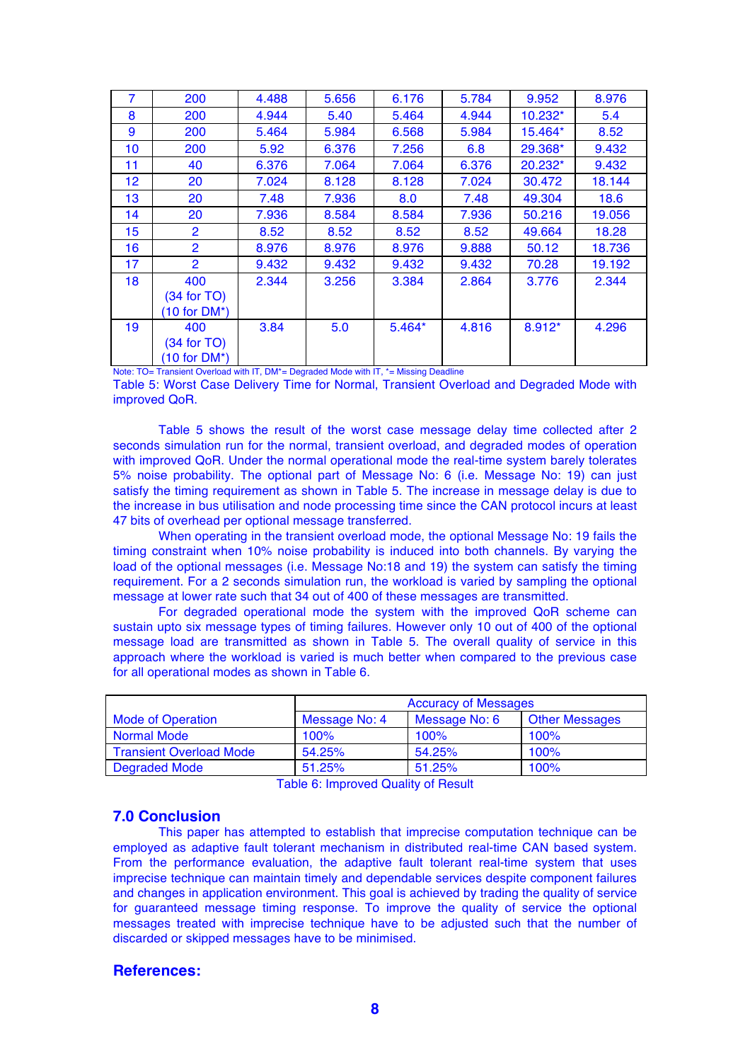| 7 | 200 | 4.488 | 5.656 | 6.176 | 5.784 | 9.952 | 8.976 |
|---|---|---|---|---|---|---|---|
| 8 | 200 | 4.944 | 5.40 | 5.464 | 4.944 | 10.232* | 5.4 |
| 9 | 200 | 5.464 | 5.984 | 6.568 | 5.984 | 15.464* | 8.52 |
| 10 | 200 | 5.92 | 6.376 | 7.256 | 6.8 | 29.368* | 9.432 |
| 11 | 40 | 6.376 | 7.064 | 7.064 | 6.376 | 20.232* | 9.432 |
| 12 | 20 | 7.024 | 8.128 | 8.128 | 7.024 | 30.472 | 18.144 |
| 13 | 20 | 7.48 | 7.936 | 8.0 | 7.48 | 49.304 | 18.6 |
| 14 | 20 | 7.936 | 8.584 | 8.584 | 7.936 | 50.216 | 19.056 |
| 15 | 2 | 8.52 | 8.52 | 8.52 | 8.52 | 49.664 | 18.28 |
| 16 | 2 | 8.976 | 8.976 | 8.976 | 9.888 | 50.12 | 18.736 |
| 17 | 2 | 9.432 | 9.432 | 9.432 | 9.432 | 70.28 | 19.192 |
| 18 | 400 (34 for TO) (10 for DM*) | 2.344 | 3.256 | 3.384 | 2.864 | 3.776 | 2.344 |
| 19 | 400 (34 for TO) (10 for DM*) | 3.84 | 5.0 | 5.464* | 4.816 | 8.912* | 4.296 |

Note: TO= Transient Overload with IT, DM*= Degraded Mode with IT, *= Missing Deadline

Table 5: Worst Case Delivery Time for Normal, Transient Overload and Degraded Mode with improved QoR.

Table 5 shows the result of the worst case message delay time collected after 2 seconds simulation run for the normal, transient overload, and degraded modes of operation with improved QoR. Under the normal operational mode the real-time system barely tolerates 5% noise probability. The optional part of Message No: 6 (i.e. Message No: 19) can just satisfy the timing requirement as shown in Table 5. The increase in message delay is due to the increase in bus utilisation and node processing time since the CAN protocol incurs at least 47 bits of overhead per optional message transferred.

When operating in the transient overload mode, the optional Message No: 19 fails the timing constraint when 10% noise probability is induced into both channels. By varying the load of the optional messages (i.e. Message No:18 and 19) the system can satisfy the timing requirement. For a 2 seconds simulation run, the workload is varied by sampling the optional message at lower rate such that 34 out of 400 of these messages are transmitted.

For degraded operational mode the system with the improved QoR scheme can sustain upto six message types of timing failures. However only 10 out of 400 of the optional message load are transmitted as shown in Table 5. The overall quality of service in this approach where the workload is varied is much better when compared to the previous case for all operational modes as shown in Table 6.

| Mode of Operation | Accuracy of Messages | | |
|---|---|---|---|
| | Message No: 4 | Message No: 6 | Other Messages |
| Normal Mode | 100% | 100% | 100% |
| Transient Overload Mode | 54.25% | 54.25% | 100% |
| Degraded Mode | 51.25% | 51.25% | 100% |

Table 6: Improved Quality of Result

## 7.0 Conclusion

This paper has attempted to establish that imprecise computation technique can be employed as adaptive fault tolerant mechanism in distributed real-time CAN based system. From the performance evaluation, the adaptive fault tolerant real-time system that uses imprecise technique can maintain timely and dependable services despite component failures and changes in application environment. This goal is achieved by trading the quality of service for guaranteed message timing response. To improve the quality of service the optional messages treated with imprecise technique have to be adjusted such that the number of discarded or skipped messages have to be minimised.

## References: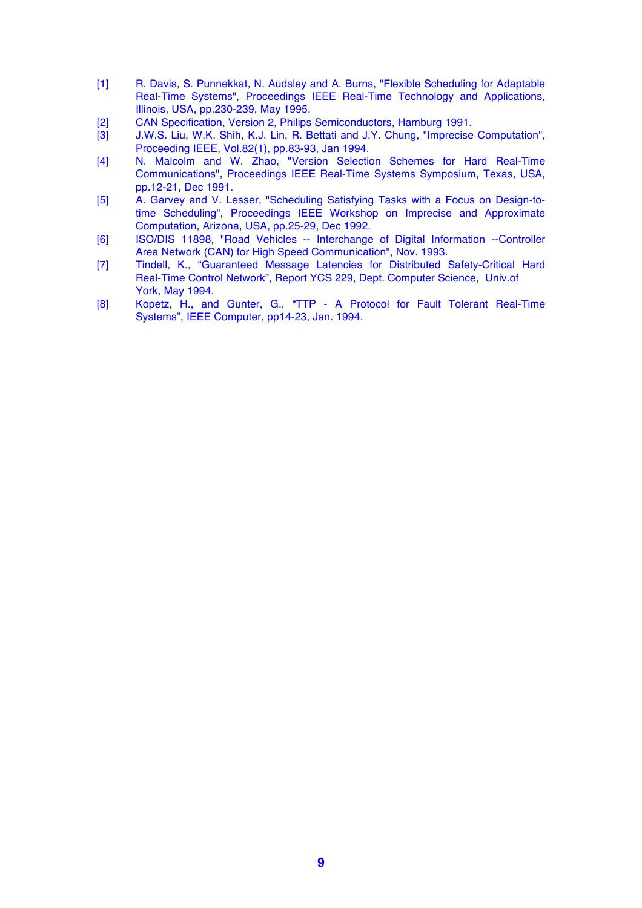[1] R. Davis, S. Punnekkat, N. Audsley and A. Burns, "Flexible Scheduling for Adaptable Real-Time Systems", Proceedings IEEE Real-Time Technology and Applications, Illinois, USA, pp.230-239, May 1995.

[2] CAN Specification, Version 2, Philips Semiconductors, Hamburg 1991.

[3] J.W.S. Liu, W.K. Shih, K.J. Lin, R. Bettati and J.Y. Chung, "Imprecise Computation", Proceeding IEEE, Vol.82(1), pp.83-93, Jan 1994.

[4] N. Malcolm and W. Zhao, "Version Selection Schemes for Hard Real-Time Communications", Proceedings IEEE Real-Time Systems Symposium, Texas, USA, pp.12-21, Dec 1991.

[5] A. Garvey and V. Lesser, "Scheduling Satisfying Tasks with a Focus on Design-to-time Scheduling", Proceedings IEEE Workshop on Imprecise and Approximate Computation, Arizona, USA, pp.25-29, Dec 1992.

[6] ISO/DIS 11898, "Road Vehicles -- Interchange of Digital Information --Controller Area Network (CAN) for High Speed Communication", Nov. 1993.

[7] Tindell, K., "Guaranteed Message Latencies for Distributed Safety-Critical Hard Real-Time Control Network", Report YCS 229, Dept. Computer Science, Univ.of York, May 1994.

[8] Kopetz, H., and Gunter, G., "TTP - A Protocol for Fault Tolerant Real-Time Systems", IEEE Computer, pp14-23, Jan. 1994.